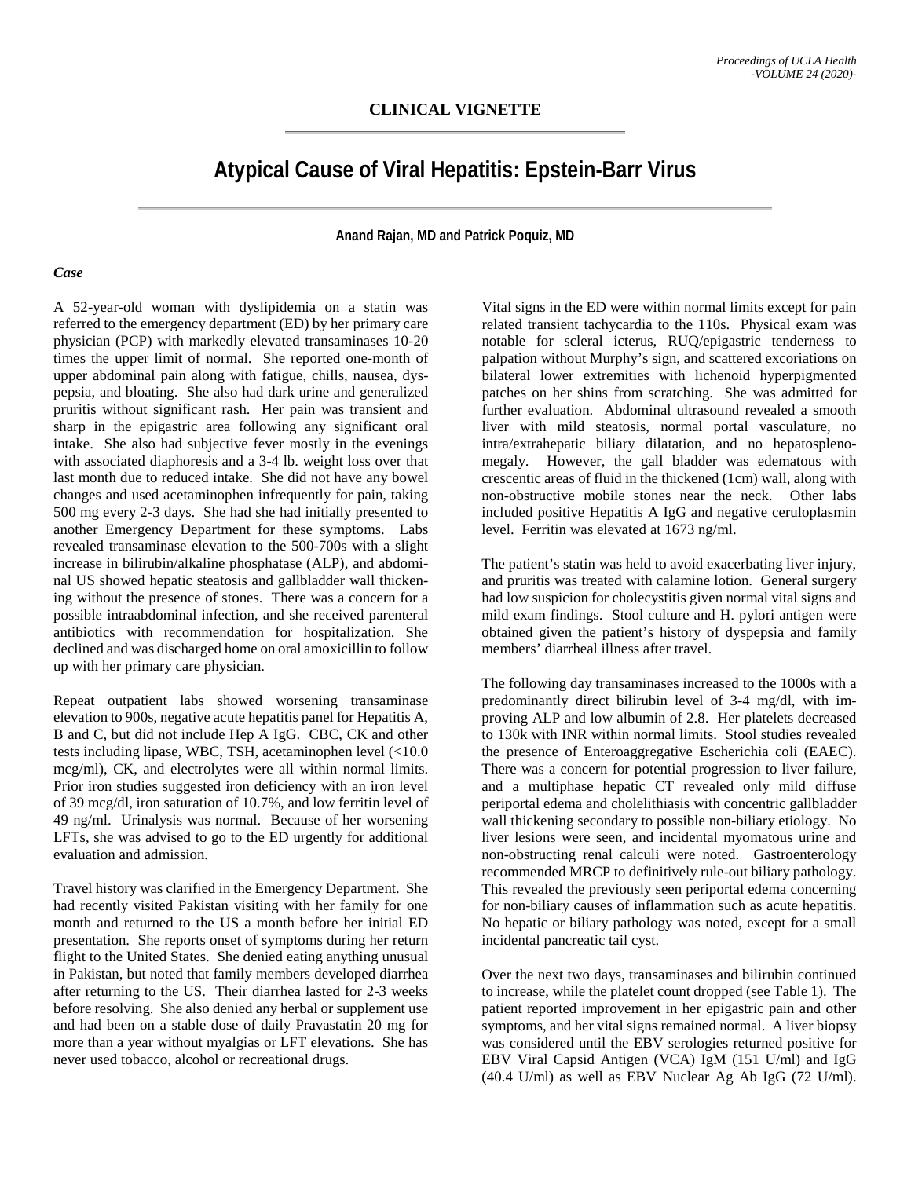CLINICAL VIGNETTE

# Atypical Cause of Viral Hepatitis: Epstein-Barr Virus

**Anand Rajan, MD and Patrick Poquiz, MD**

## *Case*

A 52-year-old woman with dyslipidemia on a statin was referred to the emergency department (ED) by her primary care physician (PCP) with markedly elevated transaminases 10-20 times the upper limit of normal. She reported one-month of upper abdominal pain along with fatigue, chills, nausea, dyspepsia, and bloating. She also had dark urine and generalized pruritis without significant rash. Her pain was transient and sharp in the epigastric area following any significant oral intake. She also had subjective fever mostly in the evenings with associated diaphoresis and a 3-4 lb. weight loss over that last month due to reduced intake. She did not have any bowel changes and used acetaminophen infrequently for pain, taking 500 mg every 2-3 days. She had she had initially presented to another Emergency Department for these symptoms. Labs revealed transaminase elevation to the 500-700s with a slight increase in bilirubin/alkaline phosphatase (ALP), and abdominal US showed hepatic steatosis and gallbladder wall thickening without the presence of stones. There was a concern for a possible intraabdominal infection, and she received parenteral antibiotics with recommendation for hospitalization. She declined and was discharged home on oral amoxicillin to follow up with her primary care physician.

Repeat outpatient labs showed worsening transaminase elevation to 900s, negative acute hepatitis panel for Hepatitis A, B and C, but did not include Hep A IgG. CBC, CK and other tests including lipase, WBC, TSH, acetaminophen level (<10.0 mcg/ml), CK, and electrolytes were all within normal limits. Prior iron studies suggested iron deficiency with an iron level of 39 mcg/dl, iron saturation of 10.7%, and low ferritin level of 49 ng/ml. Urinalysis was normal. Because of her worsening LFTs, she was advised to go to the ED urgently for additional evaluation and admission.

Travel history was clarified in the Emergency Department. She had recently visited Pakistan visiting with her family for one month and returned to the US a month before her initial ED presentation. She reports onset of symptoms during her return flight to the United States. She denied eating anything unusual in Pakistan, but noted that family members developed diarrhea after returning to the US. Their diarrhea lasted for 2-3 weeks before resolving. She also denied any herbal or supplement use and had been on a stable dose of daily Pravastatin 20 mg for more than a year without myalgias or LFT elevations. She has never used tobacco, alcohol or recreational drugs.

Vital signs in the ED were within normal limits except for pain related transient tachycardia to the 110s. Physical exam was notable for scleral icterus, RUQ/epigastric tenderness to palpation without Murphy's sign, and scattered excoriations on bilateral lower extremities with lichenoid hyperpigmented patches on her shins from scratching. She was admitted for further evaluation. Abdominal ultrasound revealed a smooth liver with mild steatosis, normal portal vasculature, no intra/extrahepatic biliary dilatation, and no hepatosplenomegaly. However, the gall bladder was edematous with crescentic areas of fluid in the thickened (1cm) wall, along with non-obstructive mobile stones near the neck. Other labs included positive Hepatitis A IgG and negative ceruloplasmin level. Ferritin was elevated at 1673 ng/ml.

The patient's statin was held to avoid exacerbating liver injury, and pruritis was treated with calamine lotion. General surgery had low suspicion for cholecystitis given normal vital signs and mild exam findings. Stool culture and H. pylori antigen were obtained given the patient's history of dyspepsia and family members' diarrheal illness after travel.

The following day transaminases increased to the 1000s with a predominantly direct bilirubin level of 3-4 mg/dl, with improving ALP and low albumin of 2.8. Her platelets decreased to 130k with INR within normal limits. Stool studies revealed the presence of Enteroaggregative Escherichia coli (EAEC). There was a concern for potential progression to liver failure, and a multiphase hepatic CT revealed only mild diffuse periportal edema and cholelithiasis with concentric gallbladder wall thickening secondary to possible non-biliary etiology. No liver lesions were seen, and incidental myomatous urine and non-obstructing renal calculi were noted. Gastroenterology recommended MRCP to definitively rule-out biliary pathology. This revealed the previously seen periportal edema concerning for non-biliary causes of inflammation such as acute hepatitis. No hepatic or biliary pathology was noted, except for a small incidental pancreatic tail cyst.

Over the next two days, transaminases and bilirubin continued to increase, while the platelet count dropped (see Table 1). The patient reported improvement in her epigastric pain and other symptoms, and her vital signs remained normal. A liver biopsy was considered until the EBV serologies returned positive for EBV Viral Capsid Antigen (VCA) IgM (151 U/ml) and IgG (40.4 U/ml) as well as EBV Nuclear Ag Ab IgG (72 U/ml).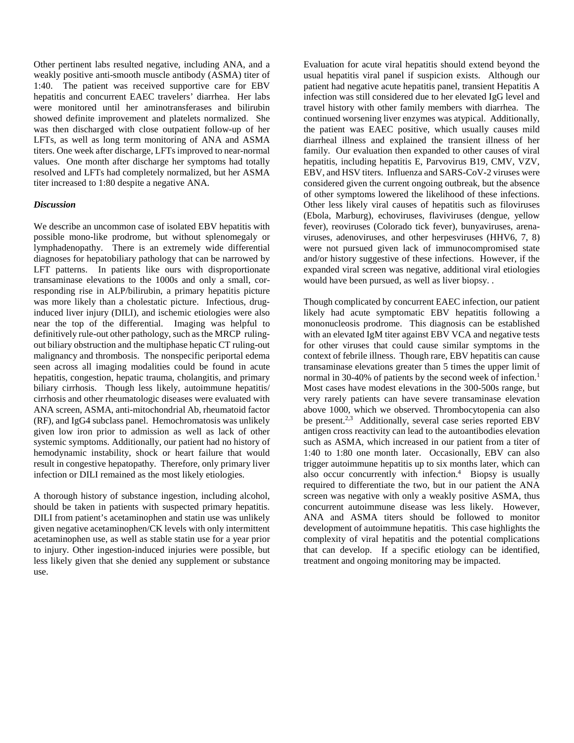Other pertinent labs resulted negative, including ANA, and a weakly positive anti-smooth muscle antibody (ASMA) titer of 1:40. The patient was received supportive care for EBV hepatitis and concurrent EAEC travelers' diarrhea. Her labs were monitored until her aminotransferases and bilirubin showed definite improvement and platelets normalized. She was then discharged with close outpatient follow-up of her LFTs, as well as long term monitoring of ANA and ASMA titers. One week after discharge, LFTs improved to near-normal values. One month after discharge her symptoms had totally resolved and LFTs had completely normalized, but her ASMA titer increased to 1:80 despite a negative ANA.

### *Discussion*

We describe an uncommon case of isolated EBV hepatitis with possible mono-like prodrome, but without splenomegaly or lymphadenopathy. There is an extremely wide differential diagnoses for hepatobiliary pathology that can be narrowed by LFT patterns. In patients like ours with disproportionate transaminase elevations to the 1000s and only a small, corresponding rise in ALP/bilirubin, a primary hepatitis picture was more likely than a cholestatic picture. Infectious, drug-induced liver injury (DILI), and ischemic etiologies were also near the top of the differential. Imaging was helpful to definitively rule-out other pathology, such as the MRCP ruling-out biliary obstruction and the multiphase hepatic CT ruling-out malignancy and thrombosis. The nonspecific periportal edema seen across all imaging modalities could be found in acute hepatitis, congestion, hepatic trauma, cholangitis, and primary biliary cirrhosis. Though less likely, autoimmune hepatitis/ cirrhosis and other rheumatologic diseases were evaluated with ANA screen, ASMA, anti-mitochondrial Ab, rheumatoid factor (RF), and IgG4 subclass panel. Hemochromatosis was unlikely given low iron prior to admission as well as lack of other systemic symptoms. Additionally, our patient had no history of hemodynamic instability, shock or heart failure that would result in congestive hepatopathy. Therefore, only primary liver infection or DILI remained as the most likely etiologies.

A thorough history of substance ingestion, including alcohol, should be taken in patients with suspected primary hepatitis. DILI from patient's acetaminophen and statin use was unlikely given negative acetaminophen/CK levels with only intermittent acetaminophen use, as well as stable statin use for a year prior to injury. Other ingestion-induced injuries were possible, but less likely given that she denied any supplement or substance use.

Evaluation for acute viral hepatitis should extend beyond the usual hepatitis viral panel if suspicion exists. Although our patient had negative acute hepatitis panel, transient Hepatitis A infection was still considered due to her elevated IgG level and travel history with other family members with diarrhea. The continued worsening liver enzymes was atypical. Additionally, the patient was EAEC positive, which usually causes mild diarrheal illness and explained the transient illness of her family. Our evaluation then expanded to other causes of viral hepatitis, including hepatitis E, Parvovirus B19, CMV, VZV, EBV, and HSV titers. Influenza and SARS-CoV-2 viruses were considered given the current ongoing outbreak, but the absence of other symptoms lowered the likelihood of these infections. Other less likely viral causes of hepatitis such as filoviruses (Ebola, Marburg), echoviruses, flaviviruses (dengue, yellow fever), reoviruses (Colorado tick fever), bunyaviruses, arenaviruses, adenoviruses, and other herpesviruses (HHV6, 7, 8) were not pursued given lack of immunocompromised state and/or history suggestive of these infections. However, if the expanded viral screen was negative, additional viral etiologies would have been pursued, as well as liver biopsy. .

Though complicated by concurrent EAEC infection, our patient likely had acute symptomatic EBV hepatitis following a mononucleosis prodrome. This diagnosis can be established with an elevated IgM titer against EBV VCA and negative tests for other viruses that could cause similar symptoms in the context of febrile illness. Though rare, EBV hepatitis can cause transaminase elevations greater than 5 times the upper limit of normal in 30-40% of patients by the second week of infection.[1] Most cases have modest elevations in the 300-500s range, but very rarely patients can have severe transaminase elevation above 1000, which we observed. Thrombocytopenia can also be present.[2,3] Additionally, several case series reported EBV antigen cross reactivity can lead to the autoantibodies elevation such as ASMA, which increased in our patient from a titer of 1:40 to 1:80 one month later. Occasionally, EBV can also trigger autoimmune hepatitis up to six months later, which can also occur concurrently with infection.[4] Biopsy is usually required to differentiate the two, but in our patient the ANA screen was negative with only a weakly positive ASMA, thus concurrent autoimmune disease was less likely. However, ANA and ASMA titers should be followed to monitor development of autoimmune hepatitis. This case highlights the complexity of viral hepatitis and the potential complications that can develop. If a specific etiology can be identified, treatment and ongoing monitoring may be impacted.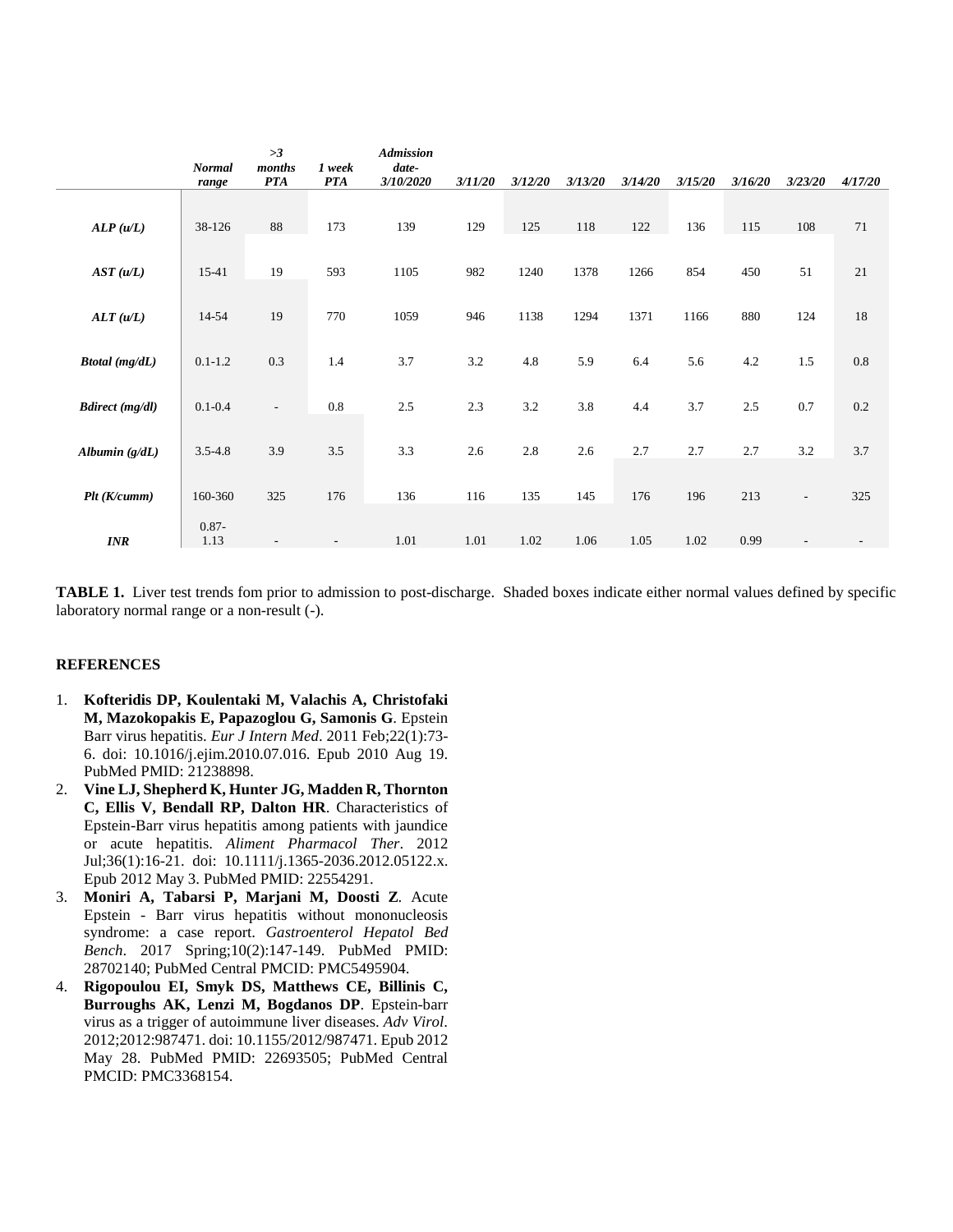| | Normal range | >3 months PTA | 1 week PTA | Admission date- 3/10/2020 | 3/11/20 | 3/12/20 | 3/13/20 | 3/14/20 | 3/15/20 | 3/16/20 | 3/23/20 | 4/17/20 |
|---|---|---|---|---|---|---|---|---|---|---|---|---|
| ***ALP (u/L)*** | 38-126 | 88 | 173 | 139 | 129 | 125 | 118 | 122 | 136 | 115 | 108 | 71 |
| ***AST (u/L)*** | 15-41 | 19 | 593 | 1105 | 982 | 1240 | 1378 | 1266 | 854 | 450 | 51 | 21 |
| ***ALT (u/L)*** | 14-54 | 19 | 770 | 1059 | 946 | 1138 | 1294 | 1371 | 1166 | 880 | 124 | 18 |
| ***Btotal (mg/dL)*** | 0.1-1.2 | 0.3 | 1.4 | 3.7 | 3.2 | 4.8 | 5.9 | 6.4 | 5.6 | 4.2 | 1.5 | 0.8 |
| ***Bdirect (mg/dl)*** | 0.1-0.4 | - | 0.8 | 2.5 | 2.3 | 3.2 | 3.8 | 4.4 | 3.7 | 2.5 | 0.7 | 0.2 |
| ***Albumin (g/dL)*** | 3.5-4.8 | 3.9 | 3.5 | 3.3 | 2.6 | 2.8 | 2.6 | 2.7 | 2.7 | 2.7 | 3.2 | 3.7 |
| ***Plt (K/cumm)*** | 160-360 | 325 | 176 | 136 | 116 | 135 | 145 | 176 | 196 | 213 | - | 325 |
| ***INR*** | 0.87-1.13 | - | - | 1.01 | 1.01 | 1.02 | 1.06 | 1.05 | 1.02 | 0.99 | - | - |

**TABLE 1.** Liver test trends fom prior to admission to post-discharge. Shaded boxes indicate either normal values defined by specific laboratory normal range or a non-result (-).

## REFERENCES

1. **Kofteridis DP, Koulentaki M, Valachis A, Christofaki M, Mazokopakis E, Papazoglou G, Samonis G**. Epstein Barr virus hepatitis. *Eur J Intern Med*. 2011 Feb;22(1):73-6. doi: 10.1016/j.ejim.2010.07.016. Epub 2010 Aug 19. PubMed PMID: 21238898.
2. **Vine LJ, Shepherd K, Hunter JG, Madden R, Thornton C, Ellis V, Bendall RP, Dalton HR**. Characteristics of Epstein-Barr virus hepatitis among patients with jaundice or acute hepatitis. *Aliment Pharmacol Ther*. 2012 Jul;36(1):16-21. doi: 10.1111/j.1365-2036.2012.05122.x. Epub 2012 May 3. PubMed PMID: 22554291.
3. **Moniri A, Tabarsi P, Marjani M, Doosti Z**. Acute Epstein - Barr virus hepatitis without mononucleosis syndrome: a case report. *Gastroenterol Hepatol Bed Bench*. 2017 Spring;10(2):147-149. PubMed PMID: 28702140; PubMed Central PMCID: PMC5495904.
4. **Rigopoulou EI, Smyk DS, Matthews CE, Billinis C, Burroughs AK, Lenzi M, Bogdanos DP**. Epstein-barr virus as a trigger of autoimmune liver diseases. *Adv Virol*. 2012;2012:987471. doi: 10.1155/2012/987471. Epub 2012 May 28. PubMed PMID: 22693505; PubMed Central PMCID: PMC3368154.